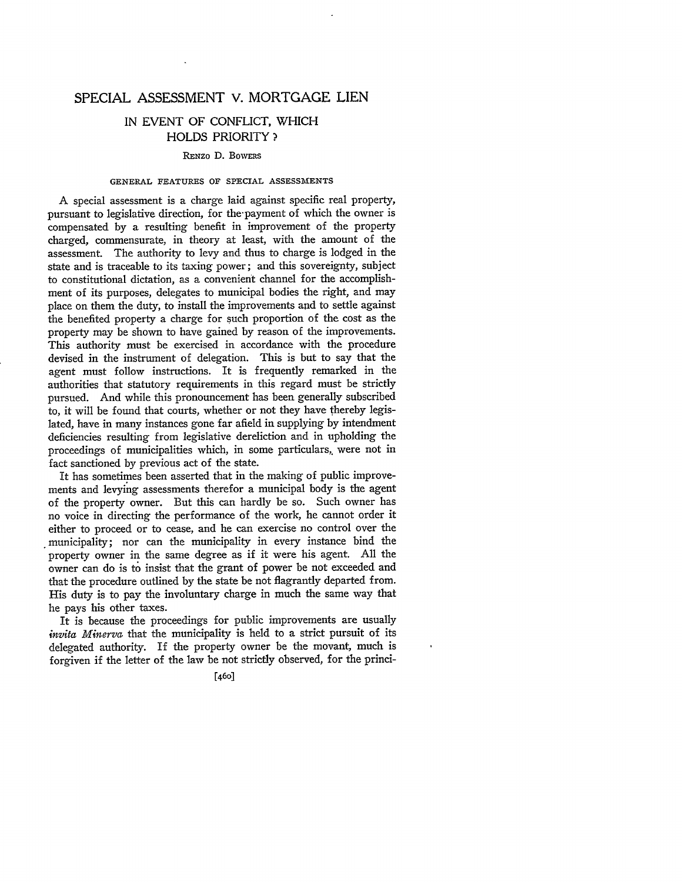# SPECIAL ASSESSMENT v. MORTGAGE LIEN

## IN EVENT OF CONFLICT, WHICH HOLDS PRIORITY?

RENZO D. BOWERS

### GENERAL FEATURES OF SPECIAL ASSESSMENTS

A special assessment is a charge laid against specific real property, pursuant to legislative direction, for the payment of which the owner is compensated by a resulting benefit in improvement of the property charged, commensurate, in theory at least, with the amount of the assessment. The authority to levy and thus to charge is lodged in the state and is traceable to its taxing power; and this sovereignty, subject to constitutional dictation, as a convenient channel for the accomplishment of its purposes, delegates to municipal bodies the right, and may place on them the duty, to install the improvements and to settle against the benefited property a charge for such proportion of the cost as the property may be shown to have gained by reason of the improvements. This authority must be exercised in accordance with the procedure devised in the instrument of delegation. This is but to say that the agent must follow instructions. It is frequently remarked in the authorities that statutory requirements in this regard must be strictly pursued. And while this pronouncement has been generally subscribed to, it will be found that courts, whether or not they have thereby legislated, have in many instances gone far afield in supplying by intendment deficiencies resulting from legislative dereliction and in upholding the proceedings of municipalities which, in some particulars, were not in fact sanctioned by previous act of the state.

It has sometimes been asserted that in the making of public improvements and levying assessments therefor a municipal body is the agent of the property owner. But this can hardly be so. Such owner has no voice in directing the performance of the work, he cannot order it either to proceed or to cease, and he can exercise no control over the municipality; nor can the municipality in every instance bind the property owner in the same degree as if it were his agent. All the owner can do is to insist that the grant of power be not exceeded and that the procedure outlined by the state be not flagrantly departed from. His duty is to pay the involuntary charge in much the same way that he pays his other taxes.

It is because the proceedings for public improvements are usually *invita Minerva* that the municipality is held to a strict pursuit of its delegated authority. If the property owner be the movant, much is forgiven if the letter of the law be not strictly observed, for the princi-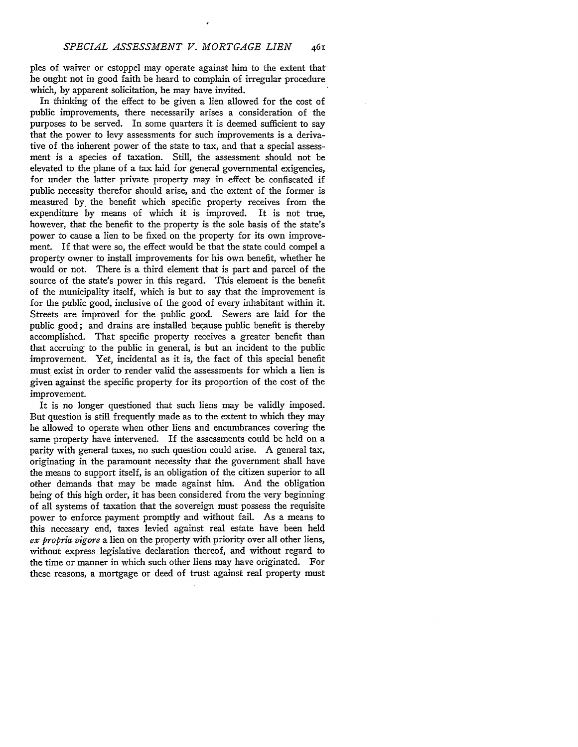ples of waiver or estoppel may operate against him to the extent that he ought not in good faith be heard to complain of irregular procedure which, by apparent solicitation, he may have invited.

In thinking of the effect to be given a lien allowed for the cost of public improvements, there necessarily arises a consideration of the purposes to be served. In some quarters it is deemed sufficient to say that the power to levy assessments for such improvements is a derivative of the inherent power of the state to tax, and that a special assessment is a species of taxation. Still, the assessment should not be elevated to the plane of a tax laid for general governmental exigencies, for under the latter private property may in effect be confiscated if public necessity therefor should arise, and the extent of the former is measured by the benefit which specific property receives from the expenditure by means of which it is improved. It is not true, however, that the benefit to the property is the sole basis of the state's power to cause a lien to be fixed on the property for its own improvement. If that were so, the effect would be that the state could compel a property owner to install improvements for his own benefit, whether he would or not. There is a third element that is part and parcel of the source of the state's power in this regard. This element is the benefit of the municipality itself, which is but to say that the improvement is for the public good, inclusive of the good of every inhabitant within it. Streets are improved for the public good. Sewers are laid for the public good; and drains are installed because public benefit is thereby accomplished. That specific property receives a greater benefit than that accruing to the public in general, is but an incident to the public improvement. Yet, incidental as it is, the fact of this special benefit must exist in order to render valid the assessments for which a lien is given against the specific property for its proportion of the cost of the improvement.

It is no longer questioned that such liens may be validly imposed. But question is still frequently made as to the extent to which they may be allowed to operate when other liens and encumbrances covering the same property have intervened. If the assessments could be held on a parity with general taxes, no such question could arise. A general tax, originating in the paramount necessity that the government shall have the means to support itself, is an obligation of the citizen superior to all other demands that may be made against him. And the obligation being of this high order, it has been considered from the very beginning of all systems of taxation that the sovereign must possess the requisite power to enforce payment promptly and without fail. As a means to this necessary end, taxes levied against real estate have been held *ex propria vigore* a lien on the property with priority over all other liens, without express legislative declaration thereof, and without regard to the time or manner in which such other liens may have originated. For these reasons, a mortgage or deed of trust against real property must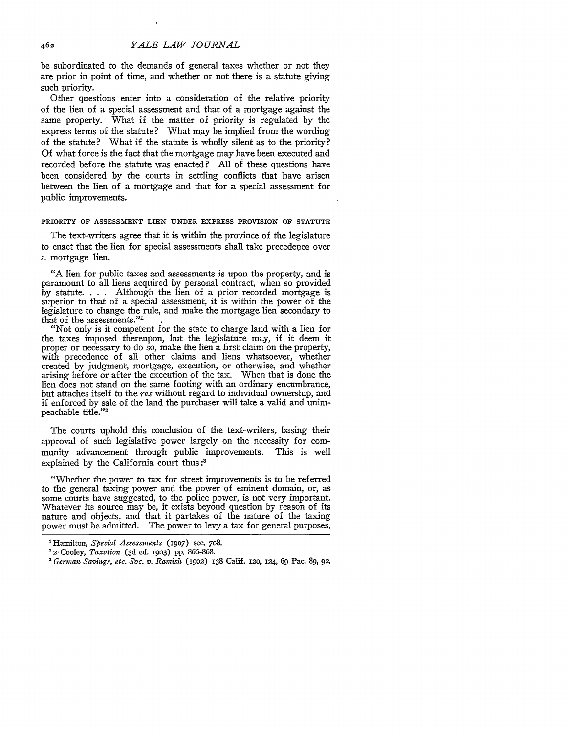be subordinated to the demands of general taxes whether or not they are prior in point of time, and whether or not there is a statute giving such priority.

Other questions enter into a consideration of the relative priority of the lien of a special assessment and that of a mortgage against the same property. What if the matter of priority is regulated by the express terms of the statute? What may be implied from the wording of the statute? What if the statute is wholly silent as to the priority? Of what force is the fact that the mortgage may have been executed and recorded before the statute was enacted? All of these questions have been considered by the courts in settling conflicts that have arisen between the lien of a mortgage and that for a special assessment for public improvements.

### PRIORITY OF ASSESSMENT LIEN UNDER EXPRESS PROVISION OF STATUTE

The text-writers agree that it is within the province of the legislature to enact that the lien for special assessments shall take precedence over a mortgage lien.

> "A lien for public taxes and assessments is upon the property, and is paramount to all liens acquired by personal contract, when so provided by statute. . . . Although the lien of a prior recorded mortgage is superior to that of a special assessment, it is within the power of the legislature to change the rule, and make the mortgage lien secondary to that of the assessments."[1]
>
> "Not only is it competent for the state to charge land with a lien for the taxes imposed thereupon, but the legislature may, if it deem it proper or necessary to do so, make the lien a first claim on the property, with precedence of all other claims and liens whatsoever, whether created by judgment, mortgage, execution, or otherwise, and whether arising before or after the execution of the tax. When that is done the lien does not stand on the same footing with an ordinary encumbrance, but attaches itself to the *res* without regard to individual ownership, and if enforced by sale of the land the purchaser will take a valid and unimpeachable title."[2]

The courts uphold this conclusion of the text-writers, basing their approval of such legislative power largely on the necessity for community advancement through public improvements. This is well explained by the California court thus:[3]

> "Whether the power to tax for street improvements is to be referred to the general taxing power and the power of eminent domain, or, as some courts have suggested, to the police power, is not very important. Whatever its source may be, it exists beyond question by reason of its nature and objects, and that it partakes of the nature of the taxing power must be admitted. The power to levy a tax for general purposes,

---

[1] Hamilton, *Special Assessments* (1907) sec. 708.

[2] 2 Cooley, *Taxation* (3d ed. 1903) pp. 866-868.

[3] *German Savings, etc. Soc. v. Ramish* (1902) 138 Calif. 120, 124, 69 Pac. 89, 92.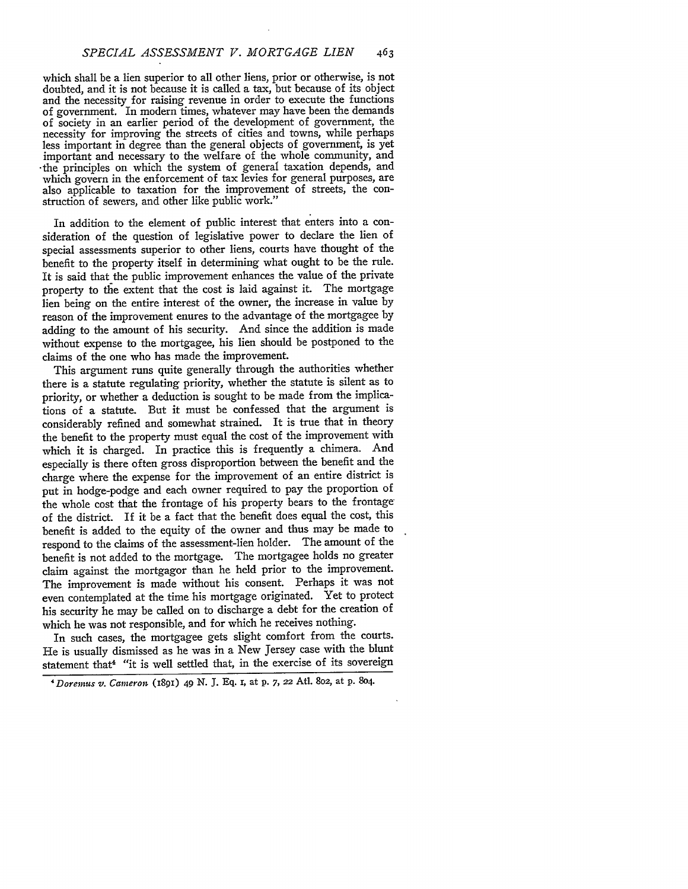which shall be a lien superior to all other liens, prior or otherwise, is not doubted, and it is not because it is called a tax, but because of its object and the necessity for raising revenue in order to execute the functions of government. In modern times, whatever may have been the demands of society in an earlier period of the development of government, the necessity for improving the streets of cities and towns, while perhaps less important in degree than the general objects of government, is yet important and necessary to the welfare of the whole community, and the principles on which the system of general taxation depends, and which govern in the enforcement of tax levies for general purposes, are also applicable to taxation for the improvement of streets, the construction of sewers, and other like public work."

In addition to the element of public interest that enters into a consideration of the question of legislative power to declare the lien of special assessments superior to other liens, courts have thought of the benefit to the property itself in determining what ought to be the rule. It is said that the public improvement enhances the value of the private property to the extent that the cost is laid against it. The mortgage lien being on the entire interest of the owner, the increase in value by reason of the improvement enures to the advantage of the mortgagee by adding to the amount of his security. And since the addition is made without expense to the mortgagee, his lien should be postponed to the claims of the one who has made the improvement.

This argument runs quite generally through the authorities whether there is a statute regulating priority, whether the statute is silent as to priority, or whether a deduction is sought to be made from the implications of a statute. But it must be confessed that the argument is considerably refined and somewhat strained. It is true that in theory the benefit to the property must equal the cost of the improvement with which it is charged. In practice this is frequently a chimera. And especially is there often gross disproportion between the benefit and the charge where the expense for the improvement of an entire district is put in hodge-podge and each owner required to pay the proportion of the whole cost that the frontage of his property bears to the frontage of the district. If it be a fact that the benefit does equal the cost, this benefit is added to the equity of the owner and thus may be made to respond to the claims of the assessment-lien holder. The amount of the benefit is not added to the mortgage. The mortgagee holds no greater claim against the mortgagor than he held prior to the improvement. The improvement is made without his consent. Perhaps it was not even contemplated at the time his mortgage originated. Yet to protect his security he may be called on to discharge a debt for the creation of which he was not responsible, and for which he receives nothing.

In such cases, the mortgagee gets slight comfort from the courts. He is usually dismissed as he was in a New Jersey case with the blunt statement that[4] "it is well settled that, in the exercise of its sovereign

[4] *Doremus v. Cameron* (1891) 49 N. J. Eq. 1, at p. 7, 22 Atl. 802, at p. 804.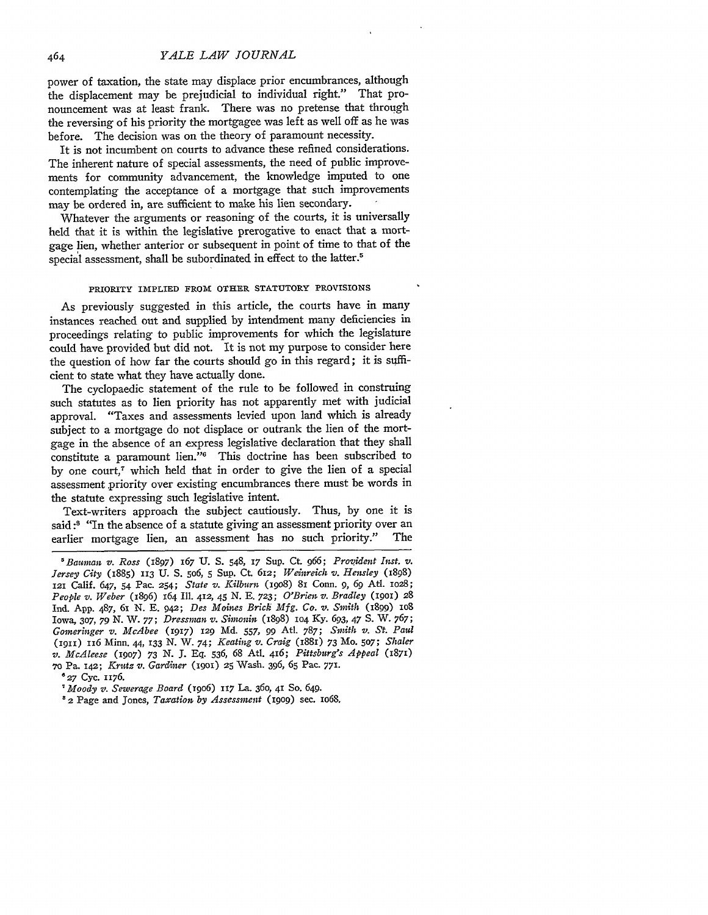power of taxation, the state may displace prior encumbrances, although the displacement may be prejudicial to individual right." That pronouncement was at least frank. There was no pretense that through the reversing of his priority the mortgagee was left as well off as he was before. The decision was on the theory of paramount necessity.

It is not incumbent on courts to advance these refined considerations. The inherent nature of special assessments, the need of public improvements for community advancement, the knowledge imputed to one contemplating the acceptance of a mortgage that such improvements may be ordered in, are sufficient to make his lien secondary.

Whatever the arguments or reasoning of the courts, it is universally held that it is within the legislative prerogative to enact that a mortgage lien, whether anterior or subsequent in point of time to that of the special assessment, shall be subordinated in effect to the latter.[5]

## PRIORITY IMPLIED FROM OTHER STATUTORY PROVISIONS

As previously suggested in this article, the courts have in many instances reached out and supplied by intendment many deficiencies in proceedings relating to public improvements for which the legislature could have provided but did not. It is not my purpose to consider here the question of how far the courts should go in this regard; it is sufficient to state what they have actually done.

The cyclopaedic statement of the rule to be followed in construing such statutes as to lien priority has not apparently met with judicial approval. "Taxes and assessments levied upon land which is already subject to a mortgage do not displace or outrank the lien of the mortgage in the absence of an express legislative declaration that they shall constitute a paramount lien."[6] This doctrine has been subscribed to by one court,[7] which held that in order to give the lien of a special assessment priority over existing encumbrances there must be words in the statute expressing such legislative intent.

Text-writers approach the subject cautiously. Thus, by one it is said:[8] "In the absence of a statute giving an assessment priority over an earlier mortgage lien, an assessment has no such priority." The

---

[5] *Bauman v. Ross* (1897) 167 U. S. 548, 17 Sup. Ct. 966; *Provident Inst. v. Jersey City* (1885) 113 U. S. 506, 5 Sup. Ct. 612; *Weinreich v. Hensley* (1898) 121 Calif. 647, 54 Pac. 254; *State v. Kilburn* (1908) 81 Conn. 9, 69 Atl. 1028; *People v. Weber* (1896) 164 Ill. 412, 45 N. E. 723; *O'Brien v. Bradley* (1901) 28 Ind. App. 487, 61 N. E. 942; *Des Moines Brick Mfg. Co. v. Smith* (1899) 108 Iowa, 307, 79 N. W. 77; *Dressman v. Simonin* (1898) 104 Ky. 693, 47 S. W. 767; *Gomeringer v. McAbee* (1917) 129 Md. 557, 99 Atl. 787; *Smith v. St. Paul* (1911) 116 Minn. 44, 133 N. W. 74; *Keating v. Craig* (1881) 73 Mo. 507; *Shaler v. McAleese* (1907) 73 N. J. Eq. 536, 68 Atl. 416; *Pittsburg's Appeal* (1871) 70 Pa. 142; *Krutz v. Gardiner* (1901) 25 Wash. 396, 65 Pac. 771.

[6] 27 Cyc. 1176.

[7] *Moody v. Sewerage Board* (1906) 117 La. 360, 41 So. 649.

[8] 2 Page and Jones, *Taxation by Assessment* (1909) sec. 1068.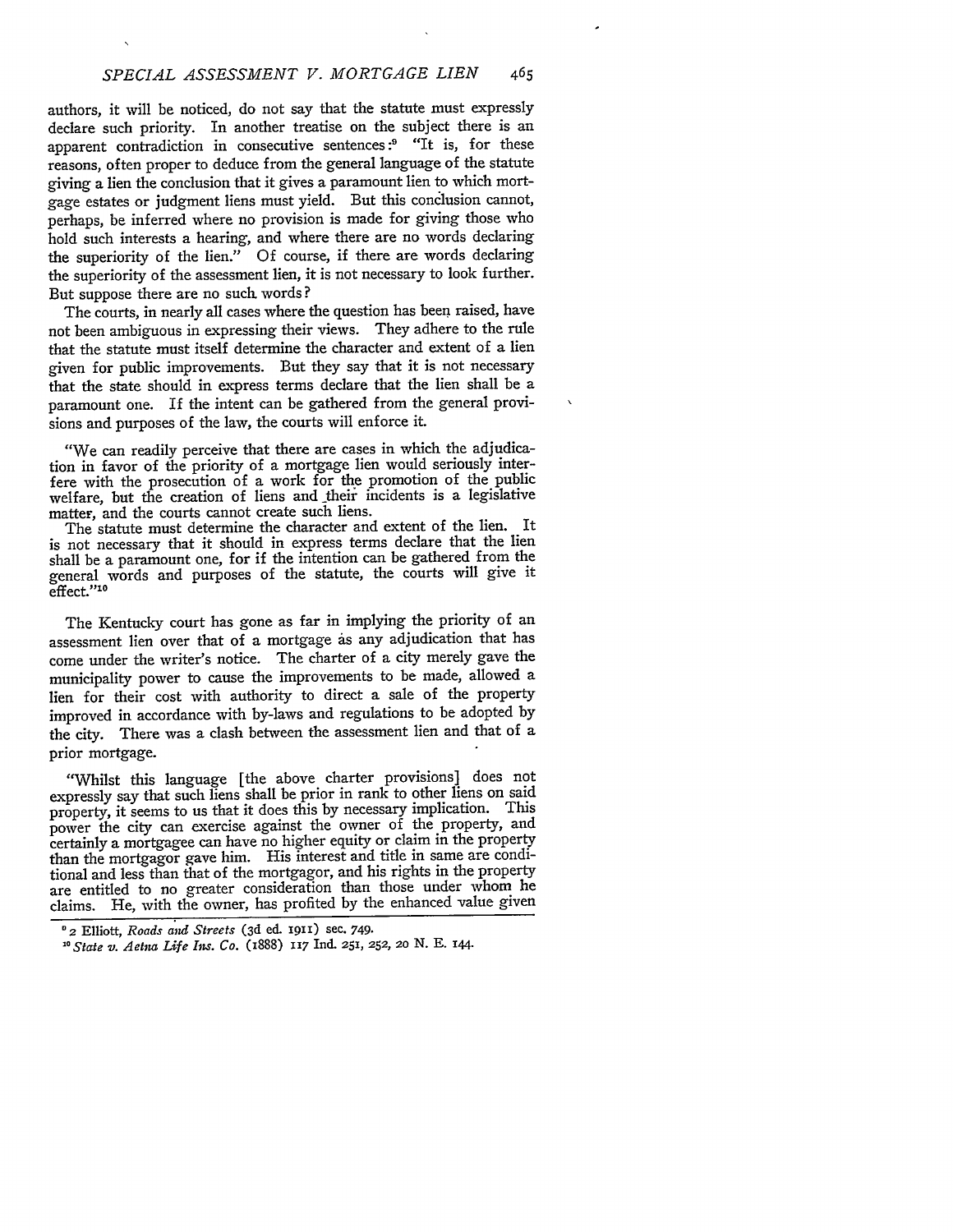authors, it will be noticed, do not say that the statute must expressly declare such priority. In another treatise on the subject there is an apparent contradiction in consecutive sentences:[9] "It is, for these reasons, often proper to deduce from the general language of the statute giving a lien the conclusion that it gives a paramount lien to which mortgage estates or judgment liens must yield. But this conclusion cannot, perhaps, be inferred where no provision is made for giving those who hold such interests a hearing, and where there are no words declaring the superiority of the lien." Of course, if there are words declaring the superiority of the assessment lien, it is not necessary to look further. But suppose there are no such words?

The courts, in nearly all cases where the question has been raised, have not been ambiguous in expressing their views. They adhere to the rule that the statute must itself determine the character and extent of a lien given for public improvements. But they say that it is not necessary that the state should in express terms declare that the lien shall be a paramount one. If the intent can be gathered from the general provisions and purposes of the law, the courts will enforce it.

> "We can readily perceive that there are cases in which the adjudication in favor of the priority of a mortgage lien would seriously interfere with the prosecution of a work for the promotion of the public welfare, but the creation of liens and their incidents is a legislative matter, and the courts cannot create such liens.
>
> The statute must determine the character and extent of the lien. It is not necessary that it should in express terms declare that the lien shall be a paramount one, for if the intention can be gathered from the general words and purposes of the statute, the courts will give it effect."[10]

The Kentucky court has gone as far in implying the priority of an assessment lien over that of a mortgage as any adjudication that has come under the writer's notice. The charter of a city merely gave the municipality power to cause the improvements to be made, allowed a lien for their cost with authority to direct a sale of the property improved in accordance with by-laws and regulations to be adopted by the city. There was a clash between the assessment lien and that of a prior mortgage.

> "Whilst this language [the above charter provisions] does not expressly say that such liens shall be prior in rank to other liens on said property, it seems to us that it does this by necessary implication. This power the city can exercise against the owner of the property, and certainly a mortgagee can have no higher equity or claim in the property than the mortgagor gave him. His interest and title in same are conditional and less than that of the mortgagor, and his rights in the property are entitled to no greater consideration than those under whom he claims. He, with the owner, has profited by the enhanced value given

---

[9] 2 Elliott, *Roads and Streets* (3d ed. 1911) sec. 749.

[10] *State v. Aetna Life Ins. Co.* (1888) 117 Ind. 251, 252, 20 N. E. 144.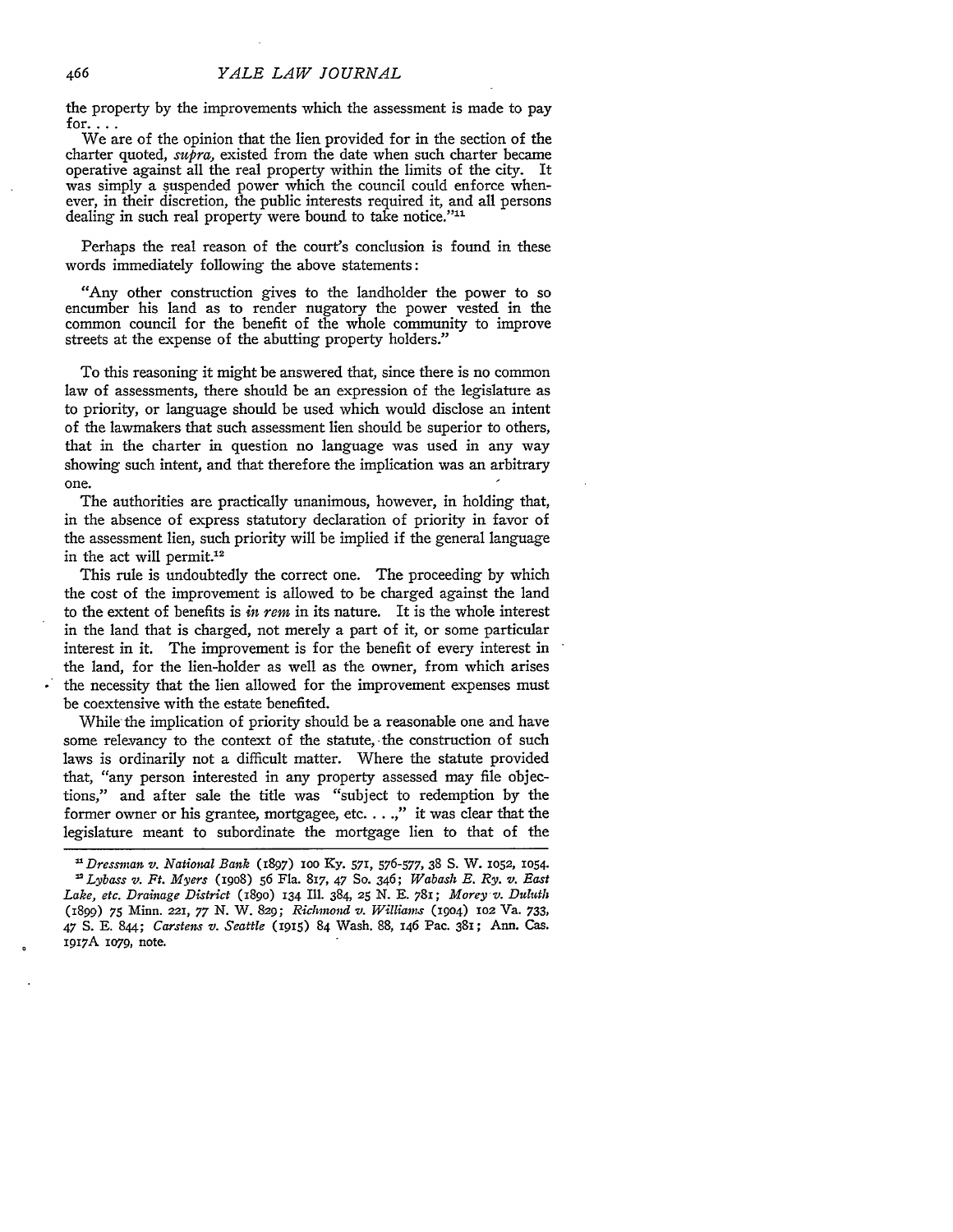the property by the improvements which the assessment is made to pay for. . . .

We are of the opinion that the lien provided for in the section of the charter quoted, *supra*, existed from the date when such charter became operative against all the real property within the limits of the city. It was simply a suspended power which the council could enforce whenever, in their discretion, the public interests required it, and all persons dealing in such real property were bound to take notice."[11]

Perhaps the real reason of the court's conclusion is found in these words immediately following the above statements:

"Any other construction gives to the landholder the power to so encumber his land as to render nugatory the power vested in the common council for the benefit of the whole community to improve streets at the expense of the abutting property holders."

To this reasoning it might be answered that, since there is no common law of assessments, there should be an expression of the legislature as to priority, or language should be used which would disclose an intent of the lawmakers that such assessment lien should be superior to others, that in the charter in question no language was used in any way showing such intent, and that therefore the implication was an arbitrary one.

The authorities are practically unanimous, however, in holding that, in the absence of express statutory declaration of priority in favor of the assessment lien, such priority will be implied if the general language in the act will permit.[12]

This rule is undoubtedly the correct one. The proceeding by which the cost of the improvement is allowed to be charged against the land to the extent of benefits is *in rem* in its nature. It is the whole interest in the land that is charged, not merely a part of it, or some particular interest in it. The improvement is for the benefit of every interest in the land, for the lien-holder as well as the owner, from which arises the necessity that the lien allowed for the improvement expenses must be coextensive with the estate benefited.

While the implication of priority should be a reasonable one and have some relevancy to the context of the statute, the construction of such laws is ordinarily not a difficult matter. Where the statute provided that, "any person interested in any property assessed may file objections," and after sale the title was "subject to redemption by the former owner or his grantee, mortgagee, etc. . . .," it was clear that the legislature meant to subordinate the mortgage lien to that of the

---

[11] *Dressman v. National Bank* (1897) 100 Ky. 571, 576-577, 38 S. W. 1052, 1054.

[12] *Lybass v. Ft. Myers* (1908) 56 Fla. 817, 47 So. 346; *Wabash E. Ry. v. East Lake, etc. Drainage District* (1890) 134 Ill. 384, 25 N. E. 781; *Morey v. Duluth* (1899) 75 Minn. 221, 77 N. W. 829; *Richmond v. Williams* (1904) 102 Va. 733, 47 S. E. 844; *Carstens v. Seattle* (1915) 84 Wash. 88, 146 Pac. 381; Ann. Cas. 1917A 1079, note.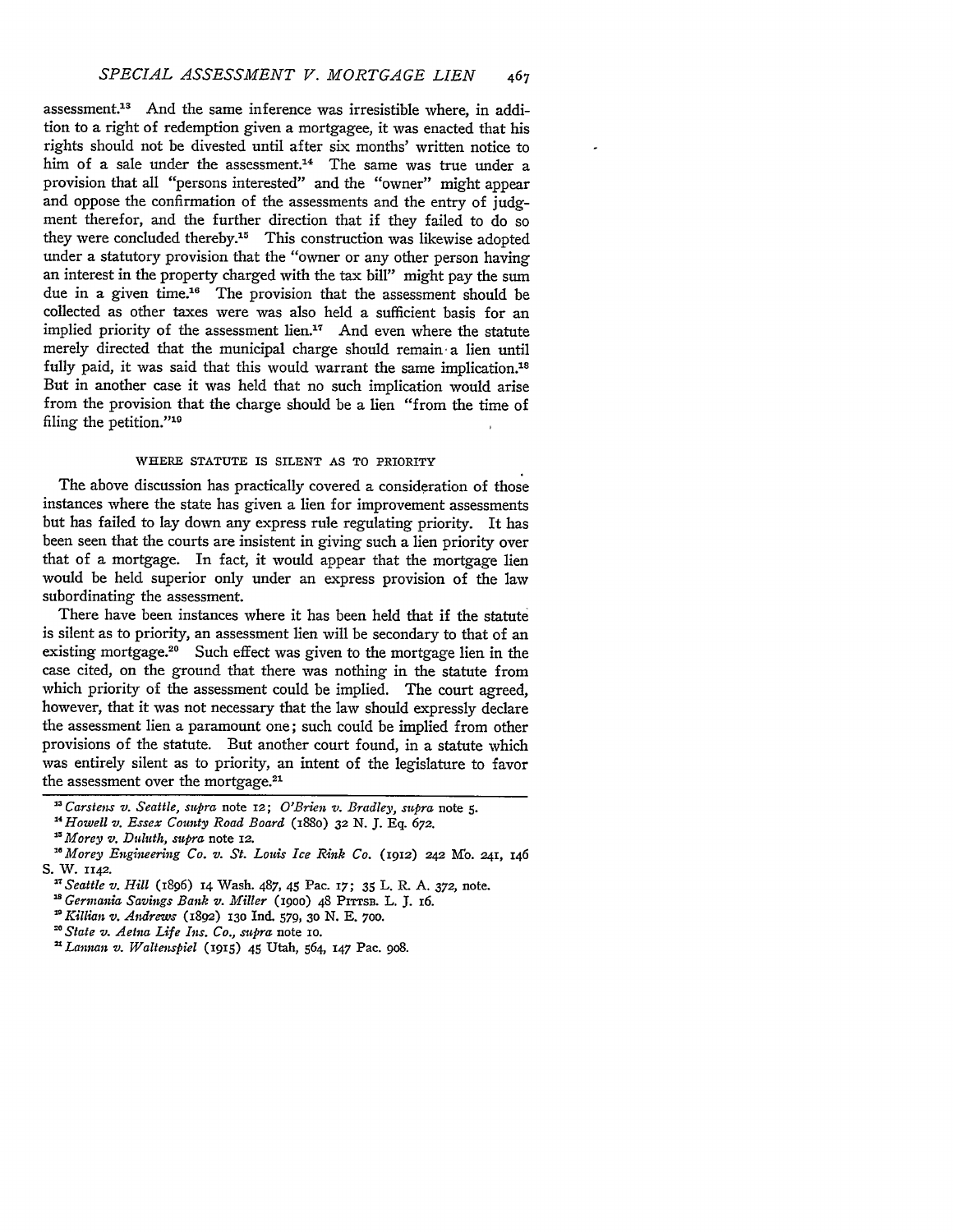assessment.[13] And the same inference was irresistible where, in addition to a right of redemption given a mortgagee, it was enacted that his rights should not be divested until after six months' written notice to him of a sale under the assessment.[14] The same was true under a provision that all "persons interested" and the "owner" might appear and oppose the confirmation of the assessments and the entry of judgment therefor, and the further direction that if they failed to do so they were concluded thereby.[15] This construction was likewise adopted under a statutory provision that the "owner or any other person having an interest in the property charged with the tax bill" might pay the sum due in a given time.[16] The provision that the assessment should be collected as other taxes were was also held a sufficient basis for an implied priority of the assessment lien.[17] And even where the statute merely directed that the municipal charge should remain a lien until fully paid, it was said that this would warrant the same implication.[18] But in another case it was held that no such implication would arise from the provision that the charge should be a lien "from the time of filing the petition."[19]

### WHERE STATUTE IS SILENT AS TO PRIORITY

The above discussion has practically covered a consideration of those instances where the state has given a lien for improvement assessments but has failed to lay down any express rule regulating priority. It has been seen that the courts are insistent in giving such a lien priority over that of a mortgage. In fact, it would appear that the mortgage lien would be held superior only under an express provision of the law subordinating the assessment.

There have been instances where it has been held that if the statute is silent as to priority, an assessment lien will be secondary to that of an existing mortgage.[20] Such effect was given to the mortgage lien in the case cited, on the ground that there was nothing in the statute from which priority of the assessment could be implied. The court agreed, however, that it was not necessary that the law should expressly declare the assessment lien a paramount one; such could be implied from other provisions of the statute. But another court found, in a statute which was entirely silent as to priority, an intent of the legislature to favor the assessment over the mortgage.[21]

---

[13] *Carstens v. Seattle*, *supra* note 12; *O'Brien v. Bradley*, *supra* note 5.

[14] *Howell v. Essex County Road Board* (1880) 32 N. J. Eq. 672.

[15] *Morey v. Duluth*, *supra* note 12.

[16] *Morey Engineering Co. v. St. Louis Ice Rink Co.* (1912) 242 Mo. 241, 146 S. W. 1142.

[17] *Seattle v. Hill* (1896) 14 Wash. 487, 45 Pac. 17; 35 L. R. A. 372, note.

[18] *Germania Savings Bank v. Miller* (1900) 48 Pittsb. L. J. 16.

[19] *Killian v. Andrews* (1892) 130 Ind. 579, 30 N. E. 700.

[20] *State v. Aetna Life Ins. Co.*, *supra* note 10.

[21] *Lannan v. Waltenspiel* (1915) 45 Utah, 564, 147 Pac. 908.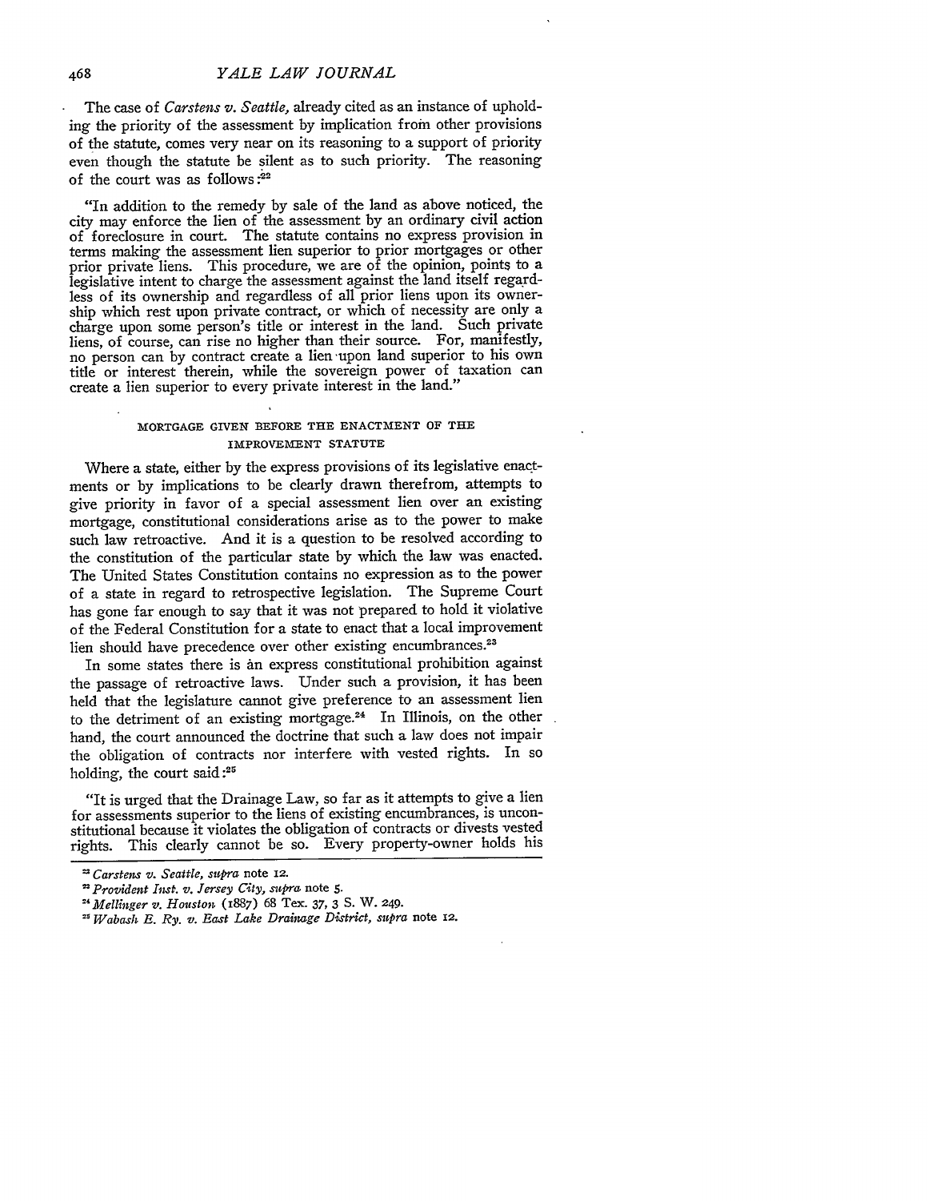The case of *Carstens v. Seattle,* already cited as an instance of upholding the priority of the assessment by implication from other provisions of the statute, comes very near on its reasoning to a support of priority even though the statute be silent as to such priority. The reasoning of the court was as follows:[22]

"In addition to the remedy by sale of the land as above noticed, the city may enforce the lien of the assessment by an ordinary civil action of foreclosure in court. The statute contains no express provision in terms making the assessment lien superior to prior mortgages or other prior private liens. This procedure, we are of the opinion, points to a legislative intent to charge the assessment against the land itself regardless of its ownership and regardless of all prior liens upon its ownership which rest upon private contract, or which of necessity are only a charge upon some person's title or interest in the land. Such private liens, of course, can rise no higher than their source. For, manifestly, no person can by contract create a lien upon land superior to his own title or interest therein, while the sovereign power of taxation can create a lien superior to every private interest in the land."

### MORTGAGE GIVEN BEFORE THE ENACTMENT OF THE IMPROVEMENT STATUTE

Where a state, either by the express provisions of its legislative enactments or by implications to be clearly drawn therefrom, attempts to give priority in favor of a special assessment lien over an existing mortgage, constitutional considerations arise as to the power to make such law retroactive. And it is a question to be resolved according to the constitution of the particular state by which the law was enacted. The United States Constitution contains no expression as to the power of a state in regard to retrospective legislation. The Supreme Court has gone far enough to say that it was not prepared to hold it violative of the Federal Constitution for a state to enact that a local improvement lien should have precedence over other existing encumbrances.[23]

In some states there is an express constitutional prohibition against the passage of retroactive laws. Under such a provision, it has been held that the legislature cannot give preference to an assessment lien to the detriment of an existing mortgage.[24] In Illinois, on the other hand, the court announced the doctrine that such a law does not impair the obligation of contracts nor interfere with vested rights. In so holding, the court said:[25]

"It is urged that the Drainage Law, so far as it attempts to give a lien for assessments superior to the liens of existing encumbrances, is unconstitutional because it violates the obligation of contracts or divests vested rights. This clearly cannot be so. Every property-owner holds his

---

[22] *Carstens v. Seattle, supra* note 12.

[23] *Provident Inst. v. Jersey City, supra* note 5.

[24] *Mellinger v. Houston* (1887) 68 Tex. 37, 3 S. W. 249.

[25] *Wabash E. Ry. v. East Lake Drainage District, supra* note 12.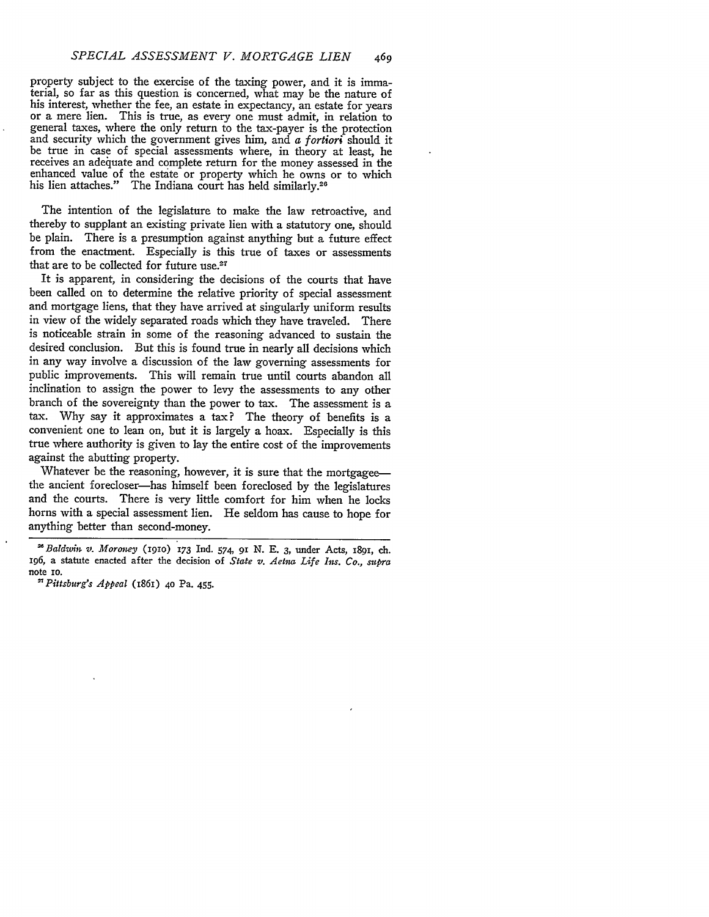property subject to the exercise of the taxing power, and it is immaterial, so far as this question is concerned, what may be the nature of his interest, whether the fee, an estate in expectancy, an estate for years or a mere lien. This is true, as every one must admit, in relation to general taxes, where the only return to the tax-payer is the protection and security which the government gives him, and *a fortiori* should it be true in case of special assessments where, in theory at least, he receives an adequate and complete return for the money assessed in the enhanced value of the estate or property which he owns or to which his lien attaches." The Indiana court has held similarly.[26]

The intention of the legislature to make the law retroactive, and thereby to supplant an existing private lien with a statutory one, should be plain. There is a presumption against anything but a future effect from the enactment. Especially is this true of taxes or assessments that are to be collected for future use.[27]

It is apparent, in considering the decisions of the courts that have been called on to determine the relative priority of special assessment and mortgage liens, that they have arrived at singularly uniform results in view of the widely separated roads which they have traveled. There is noticeable strain in some of the reasoning advanced to sustain the desired conclusion. But this is found true in nearly all decisions which in any way involve a discussion of the law governing assessments for public improvements. This will remain true until courts abandon all inclination to assign the power to levy the assessments to any other branch of the sovereignty than the power to tax. The assessment is a tax. Why say it approximates a tax? The theory of benefits is a convenient one to lean on, but it is largely a hoax. Especially is this true where authority is given to lay the entire cost of the improvements against the abutting property.

Whatever be the reasoning, however, it is sure that the mortgagee—the ancient forecloser—has himself been foreclosed by the legislatures and the courts. There is very little comfort for him when he locks horns with a special assessment lien. He seldom has cause to hope for anything better than second-money.

---

[26] *Baldwin v. Moroney* (1910) 173 Ind. 574, 91 N. E. 3, under Acts, 1891, ch. 196, a statute enacted after the decision of *State v. Aetna Life Ins. Co., supra* note 10.

[27] *Pittsburg's Appeal* (1861) 40 Pa. 455.